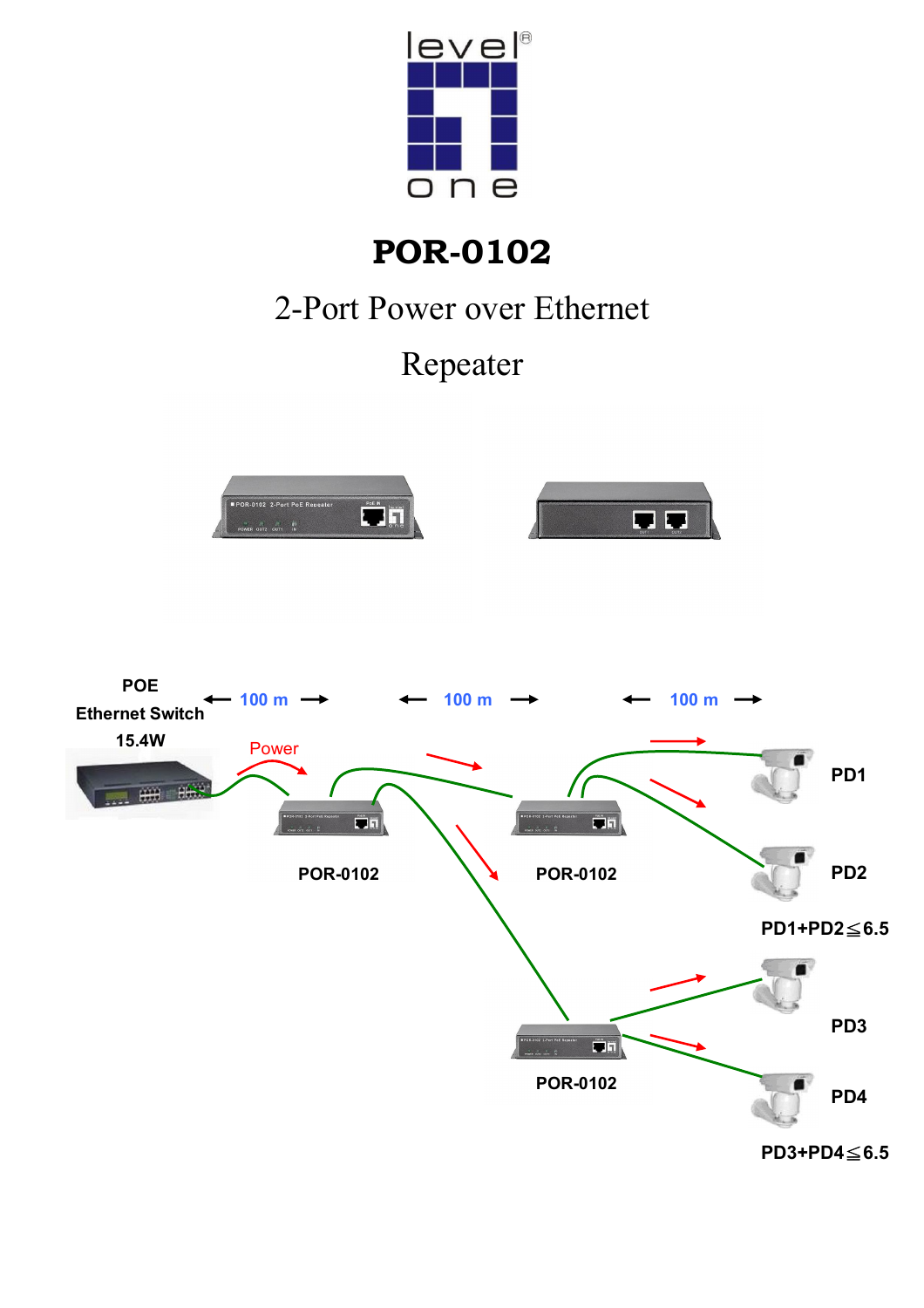# POR-0102

## 2-Port Power over Ethernet Repeater

POE Ethernet Switch 15.4W

100 m

100 m

100 m

Power

POR-0102

POR-0102

POR-0102

PD1

PD2

PD1+PD2≦6.5

PD3

PD4

PD3+PD4≦6.5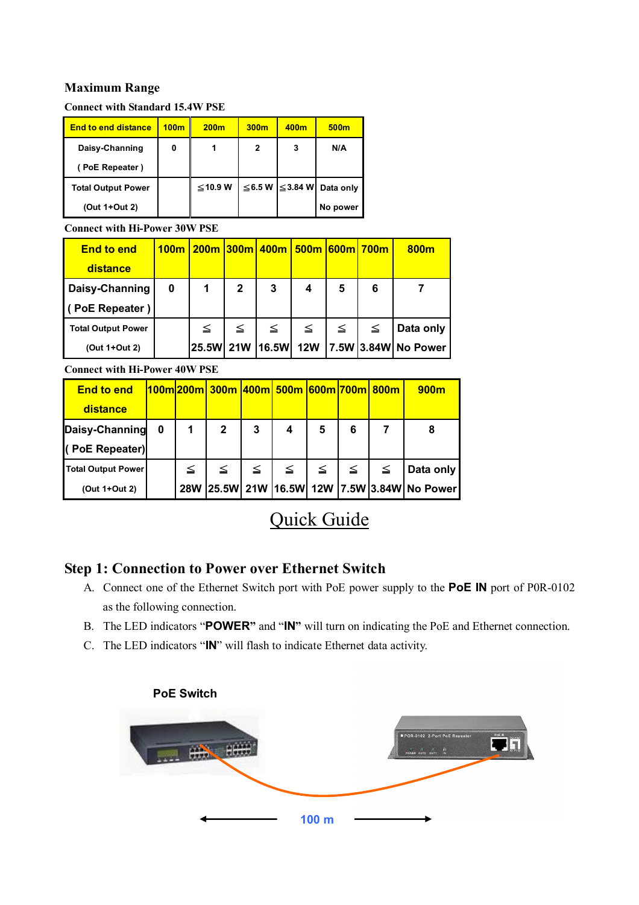### Maximum Range

**Connect with Standard 15.4W PSE**

| End to end distance | 100m | 200m | 300m | 400m | 500m |
|---|---|---|---|---|---|
| Daisy-Channing ( PoE Repeater ) | 0 | 1 | 2 | 3 | N/A |
| Total Output Power (Out 1+Out 2) | | ≦10.9 W | ≦6.5 W | ≦3.84 W | Data only No power |

**Connect with Hi-Power 30W PSE**

| End to end distance | 100m | 200m | 300m | 400m | 500m | 600m | 700m | 800m |
|---|---|---|---|---|---|---|---|---|
| Daisy-Channing ( PoE Repeater ) | 0 | 1 | 2 | 3 | 4 | 5 | 6 | 7 |
| Total Output Power (Out 1+Out 2) | | ≦ 25.5W | ≦ 21W | ≦ 16.5W | ≦ 12W | ≦ 7.5W | ≦ 3.84W | Data only No Power |

**Connect with Hi-Power 40W PSE**

| End to end distance | 100m | 200m | 300m | 400m | 500m | 600m | 700m | 800m | 900m |
|---|---|---|---|---|---|---|---|---|---|
| Daisy-Channing ( PoE Repeater) | 0 | 1 | 2 | 3 | 4 | 5 | 6 | 7 | 8 |
| Total Output Power (Out 1+Out 2) | | ≦ 28W | ≦ 25.5W | ≦ 21W | ≦ 16.5W | ≦ 12W | ≦ 7.5W | ≦ 3.84W | Data only No Power |

# Quick Guide

## Step 1: Connection to Power over Ethernet Switch

A. Connect one of the Ethernet Switch port with PoE power supply to the **PoE IN** port of P0R-0102 as the following connection.

B. The LED indicators "**POWER**" and "**IN**" will turn on indicating the PoE and Ethernet connection.

C. The LED indicators "**IN**" will flash to indicate Ethernet data activity.

PoE Switch

100 m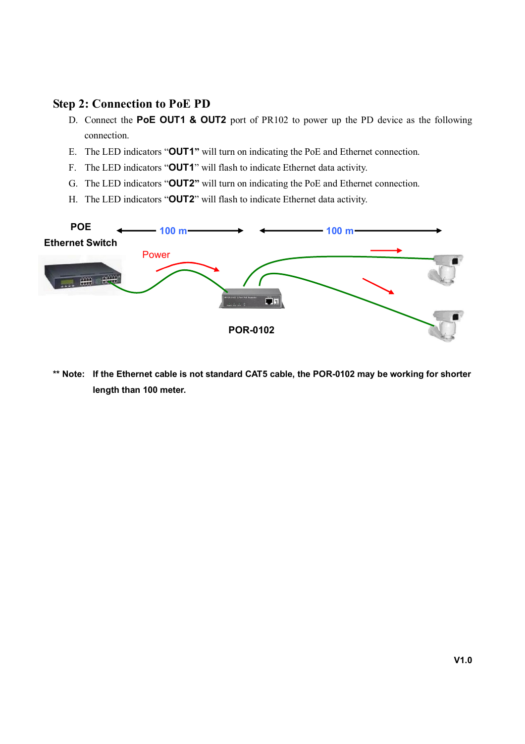## Step 2: Connection to PoE PD

D. Connect the **PoE OUT1 & OUT2** port of PR102 to power up the PD device as the following connection.

E. The LED indicators "**OUT1"** will turn on indicating the PoE and Ethernet connection.

F. The LED indicators "**OUT1**" will flash to indicate Ethernet data activity.

G. The LED indicators "**OUT2"** will turn on indicating the PoE and Ethernet connection.

H. The LED indicators "**OUT2**" will flash to indicate Ethernet data activity.

POE
Ethernet Switch

100 m

100 m

Power

POR-0102

**\*\* Note: If the Ethernet cable is not standard CAT5 cable, the POR-0102 may be working for shorter length than 100 meter.**

V1.0